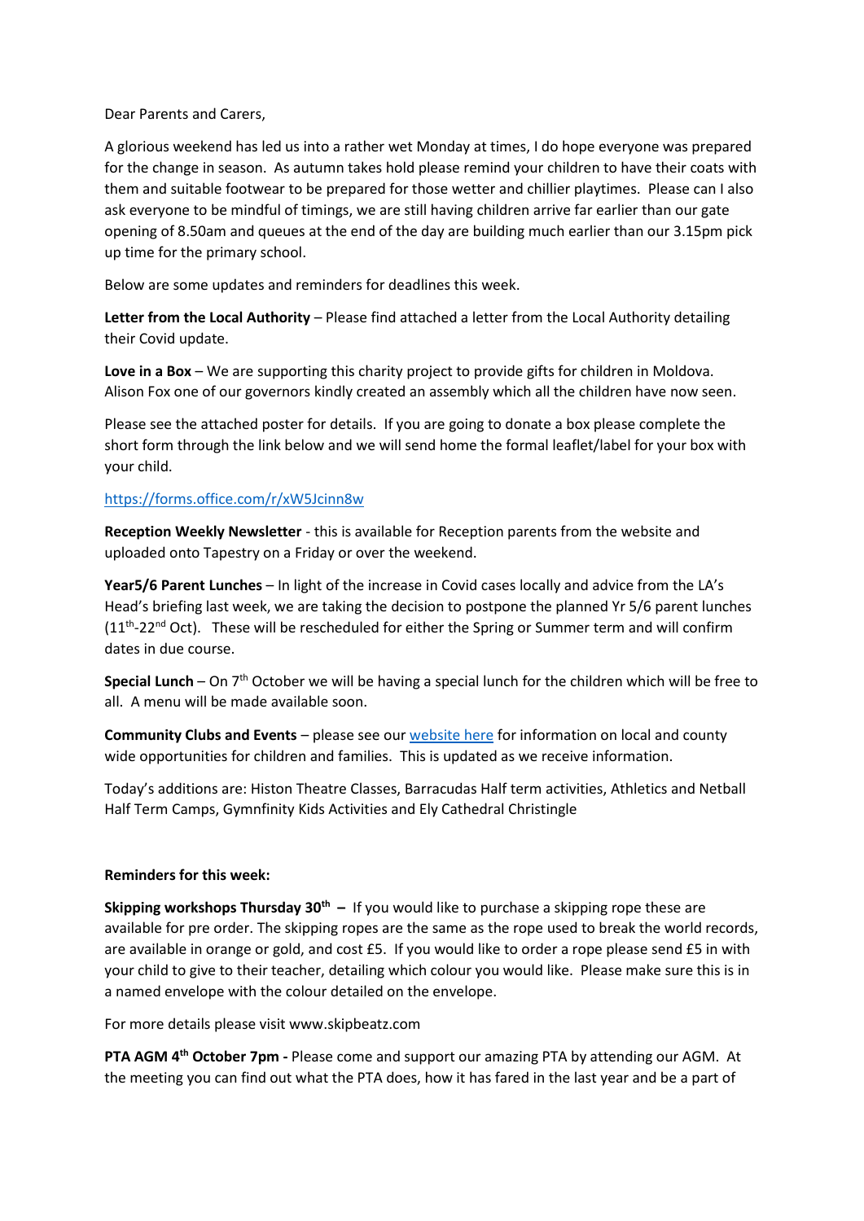Dear Parents and Carers,

A glorious weekend has led us into a rather wet Monday at times, I do hope everyone was prepared for the change in season. As autumn takes hold please remind your children to have their coats with them and suitable footwear to be prepared for those wetter and chillier playtimes. Please can I also ask everyone to be mindful of timings, we are still having children arrive far earlier than our gate opening of 8.50am and queues at the end of the day are building much earlier than our 3.15pm pick up time for the primary school.

Below are some updates and reminders for deadlines this week.

**Letter from the Local Authority** – Please find attached a letter from the Local Authority detailing their Covid update.

**Love in a Box** – We are supporting this charity project to provide gifts for children in Moldova. Alison Fox one of our governors kindly created an assembly which all the children have now seen.

Please see the attached poster for details. If you are going to donate a box please complete the short form through the link below and we will send home the formal leaflet/label for your box with your child.

https://forms.office.com/r/xW5Jcinn8w

**Reception Weekly Newsletter** - this is available for Reception parents from the website and uploaded onto Tapestry on a Friday or over the weekend.

**Year5/6 Parent Lunches** – In light of the increase in Covid cases locally and advice from the LA's Head's briefing last week, we are taking the decision to postpone the planned Yr 5/6 parent lunches (11th-22nd Oct). These will be rescheduled for either the Spring or Summer term and will confirm dates in due course.

**Special Lunch** – On 7th October we will be having a special lunch for the children which will be free to all. A menu will be made available soon.

**Community Clubs and Events** – please see our website here for information on local and county wide opportunities for children and families. This is updated as we receive information.

Today's additions are: Histon Theatre Classes, Barracudas Half term activities, Athletics and Netball Half Term Camps, Gymnfinity Kids Activities and Ely Cathedral Christingle

**Reminders for this week:**

**Skipping workshops Thursday 30th –** If you would like to purchase a skipping rope these are available for pre order. The skipping ropes are the same as the rope used to break the world records, are available in orange or gold, and cost £5. If you would like to order a rope please send £5 in with your child to give to their teacher, detailing which colour you would like. Please make sure this is in a named envelope with the colour detailed on the envelope.

For more details please visit www.skipbeatz.com

**PTA AGM 4th October 7pm -** Please come and support our amazing PTA by attending our AGM. At the meeting you can find out what the PTA does, how it has fared in the last year and be a part of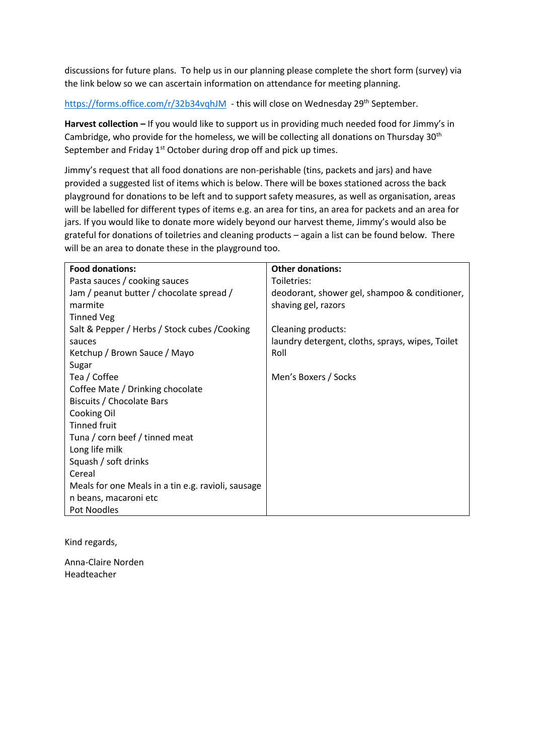discussions for future plans. To help us in our planning please complete the short form (survey) via the link below so we can ascertain information on attendance for meeting planning.

[https://forms.office.com/r/32b34vqhJM](https://forms.office.com/r/32b34vqhJM) - this will close on Wednesday 29th September.

**Harvest collection –** If you would like to support us in providing much needed food for Jimmy's in Cambridge, who provide for the homeless, we will be collecting all donations on Thursday 30th September and Friday 1st October during drop off and pick up times.

Jimmy's request that all food donations are non-perishable (tins, packets and jars) and have provided a suggested list of items which is below. There will be boxes stationed across the back playground for donations to be left and to support safety measures, as well as organisation, areas will be labelled for different types of items e.g. an area for tins, an area for packets and an area for jars. If you would like to donate more widely beyond our harvest theme, Jimmy's would also be grateful for donations of toiletries and cleaning products – again a list can be found below. There will be an area to donate these in the playground too.

| **Food donations:** | **Other donations:** |
|---|---|
| Pasta sauces / cooking sauces<br>Jam / peanut butter / chocolate spread / marmite<br>Tinned Veg<br>Salt & Pepper / Herbs / Stock cubes /Cooking sauces<br>Ketchup / Brown Sauce / Mayo<br>Sugar<br>Tea / Coffee<br>Coffee Mate / Drinking chocolate<br>Biscuits / Chocolate Bars<br>Cooking Oil<br>Tinned fruit<br>Tuna / corn beef / tinned meat<br>Long life milk<br>Squash / soft drinks<br>Cereal<br>Meals for one Meals in a tin e.g. ravioli, sausage n beans, macaroni etc<br>Pot Noodles | Toiletries:<br>deodorant, shower gel, shampoo & conditioner, shaving gel, razors<br><br>Cleaning products:<br>laundry detergent, cloths, sprays, wipes, Toilet Roll<br><br>Men's Boxers / Socks |

Kind regards,

Anna-Claire Norden
Headteacher